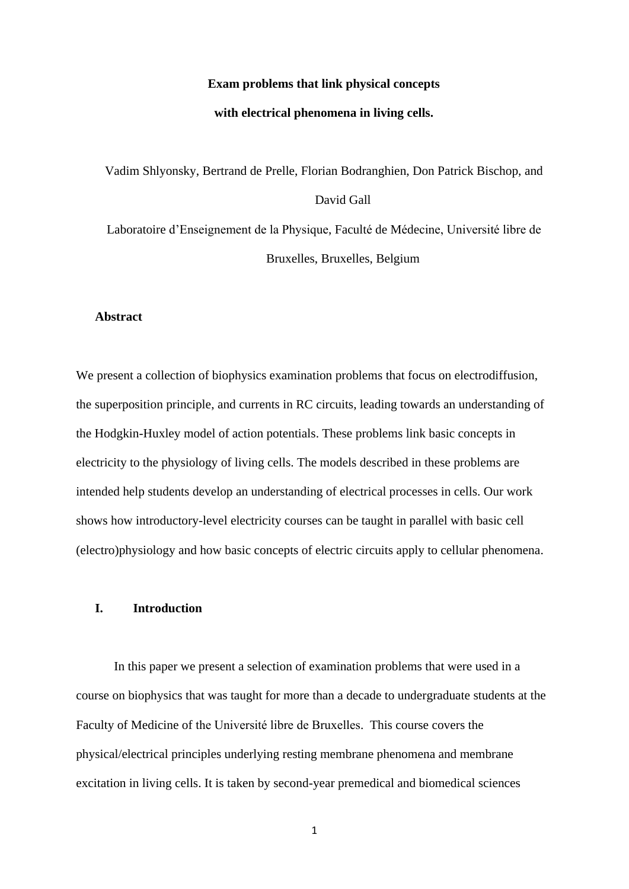# Exam problems that link physical concepts with electrical phenomena in living cells.

Vadim Shlyonsky, Bertrand de Prelle, Florian Bodranghien, Don Patrick Bischop, and David Gall

Laboratoire d'Enseignement de la Physique, Faculté de Médecine, Université libre de Bruxelles, Bruxelles, Belgium

## Abstract

We present a collection of biophysics examination problems that focus on electrodiffusion, the superposition principle, and currents in RC circuits, leading towards an understanding of the Hodgkin-Huxley model of action potentials. These problems link basic concepts in electricity to the physiology of living cells. The models described in these problems are intended help students develop an understanding of electrical processes in cells. Our work shows how introductory-level electricity courses can be taught in parallel with basic cell (electro)physiology and how basic concepts of electric circuits apply to cellular phenomena.

## I. Introduction

In this paper we present a selection of examination problems that were used in a course on biophysics that was taught for more than a decade to undergraduate students at the Faculty of Medicine of the Université libre de Bruxelles. This course covers the physical/electrical principles underlying resting membrane phenomena and membrane excitation in living cells. It is taken by second-year premedical and biomedical sciences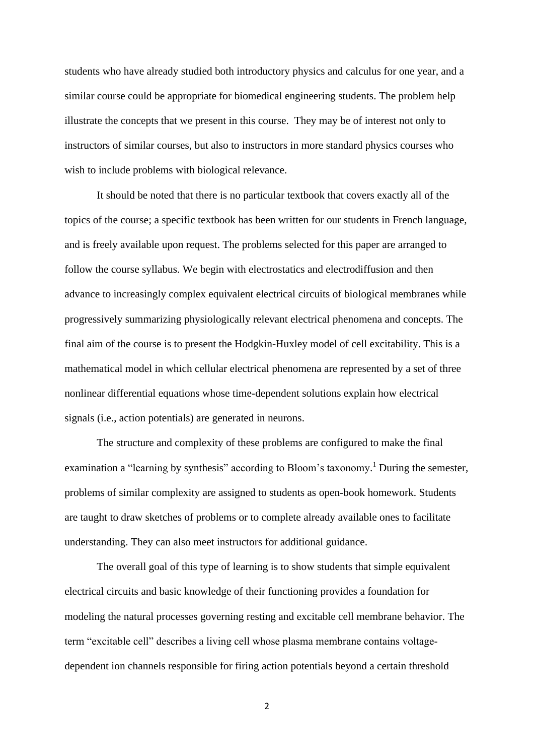students who have already studied both introductory physics and calculus for one year, and a similar course could be appropriate for biomedical engineering students. The problem help illustrate the concepts that we present in this course. They may be of interest not only to instructors of similar courses, but also to instructors in more standard physics courses who wish to include problems with biological relevance.

It should be noted that there is no particular textbook that covers exactly all of the topics of the course; a specific textbook has been written for our students in French language, and is freely available upon request. The problems selected for this paper are arranged to follow the course syllabus. We begin with electrostatics and electrodiffusion and then advance to increasingly complex equivalent electrical circuits of biological membranes while progressively summarizing physiologically relevant electrical phenomena and concepts. The final aim of the course is to present the Hodgkin-Huxley model of cell excitability. This is a mathematical model in which cellular electrical phenomena are represented by a set of three nonlinear differential equations whose time-dependent solutions explain how electrical signals (i.e., action potentials) are generated in neurons.

The structure and complexity of these problems are configured to make the final examination a "learning by synthesis" according to Bloom's taxonomy.[1] During the semester, problems of similar complexity are assigned to students as open-book homework. Students are taught to draw sketches of problems or to complete already available ones to facilitate understanding. They can also meet instructors for additional guidance.

The overall goal of this type of learning is to show students that simple equivalent electrical circuits and basic knowledge of their functioning provides a foundation for modeling the natural processes governing resting and excitable cell membrane behavior. The term "excitable cell" describes a living cell whose plasma membrane contains voltage-dependent ion channels responsible for firing action potentials beyond a certain threshold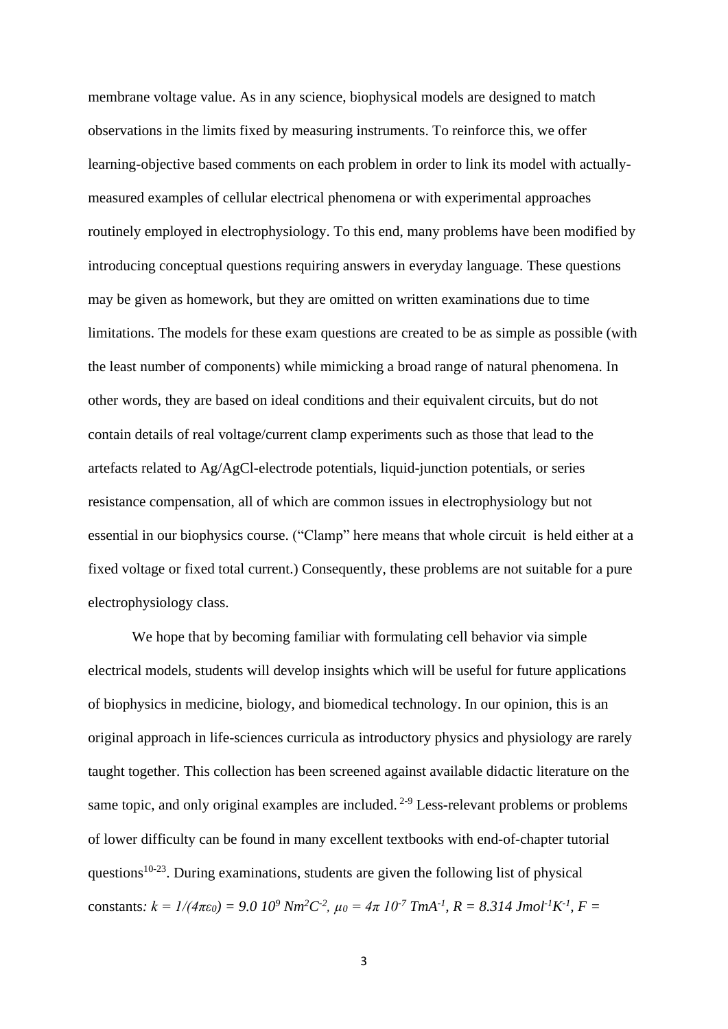membrane voltage value. As in any science, biophysical models are designed to match observations in the limits fixed by measuring instruments. To reinforce this, we offer learning-objective based comments on each problem in order to link its model with actually-measured examples of cellular electrical phenomena or with experimental approaches routinely employed in electrophysiology. To this end, many problems have been modified by introducing conceptual questions requiring answers in everyday language. These questions may be given as homework, but they are omitted on written examinations due to time limitations. The models for these exam questions are created to be as simple as possible (with the least number of components) while mimicking a broad range of natural phenomena. In other words, they are based on ideal conditions and their equivalent circuits, but do not contain details of real voltage/current clamp experiments such as those that lead to the artefacts related to Ag/AgCl-electrode potentials, liquid-junction potentials, or series resistance compensation, all of which are common issues in electrophysiology but not essential in our biophysics course. ("Clamp" here means that whole circuit is held either at a fixed voltage or fixed total current.) Consequently, these problems are not suitable for a pure electrophysiology class.

We hope that by becoming familiar with formulating cell behavior via simple electrical models, students will develop insights which will be useful for future applications of biophysics in medicine, biology, and biomedical technology. In our opinion, this is an original approach in life-sciences curricula as introductory physics and physiology are rarely taught together. This collection has been screened against available didactic literature on the same topic, and only original examples are included. [2-9] Less-relevant problems or problems of lower difficulty can be found in many excellent textbooks with end-of-chapter tutorial questions[10-23]. During examinations, students are given the following list of physical constants: $k = 1/(4\pi\varepsilon_0) = 9.0\ 10^9\ Nm^2C^{-2}$, $\mu_0 = 4\pi\ 10^{-7}\ TmA^{-1}$, $R = 8.314\ Jmol^{-1}K^{-1}$, $F =$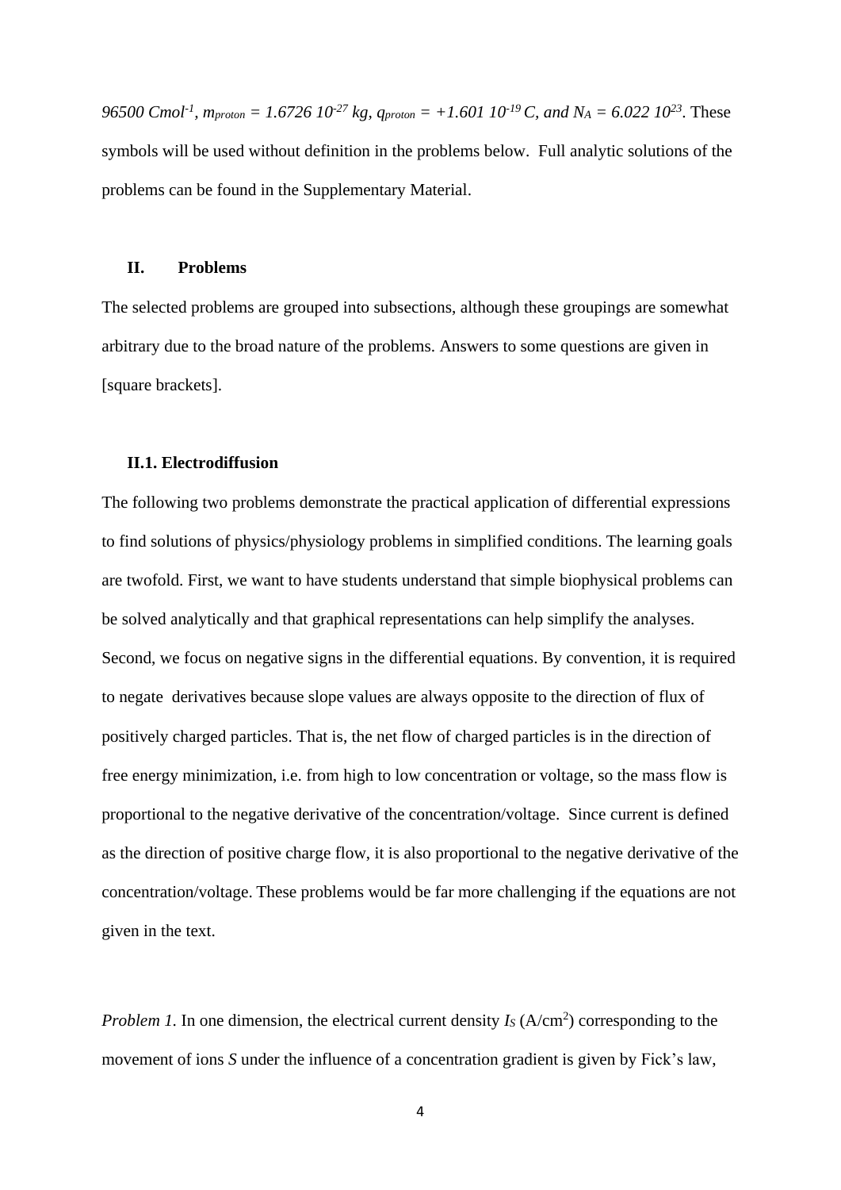*96500 Cmol*$^{-1}$*,* $m_{proton}$ *= 1.6726 10*$^{-27}$ *kg,* $q_{proton}$ *= +1.601 10*$^{-19}$ *C, and* $N_A$ *= 6.022 10*$^{23}$. These symbols will be used without definition in the problems below. Full analytic solutions of the problems can be found in the Supplementary Material.

## II. Problems

The selected problems are grouped into subsections, although these groupings are somewhat arbitrary due to the broad nature of the problems. Answers to some questions are given in [square brackets].

### II.1. Electrodiffusion

The following two problems demonstrate the practical application of differential expressions to find solutions of physics/physiology problems in simplified conditions. The learning goals are twofold. First, we want to have students understand that simple biophysical problems can be solved analytically and that graphical representations can help simplify the analyses. Second, we focus on negative signs in the differential equations. By convention, it is required to negate derivatives because slope values are always opposite to the direction of flux of positively charged particles. That is, the net flow of charged particles is in the direction of free energy minimization, i.e. from high to low concentration or voltage, so the mass flow is proportional to the negative derivative of the concentration/voltage. Since current is defined as the direction of positive charge flow, it is also proportional to the negative derivative of the concentration/voltage. These problems would be far more challenging if the equations are not given in the text.

*Problem 1*. In one dimension, the electrical current density $I_S$ (A/cm$^2$) corresponding to the movement of ions *S* under the influence of a concentration gradient is given by Fick's law,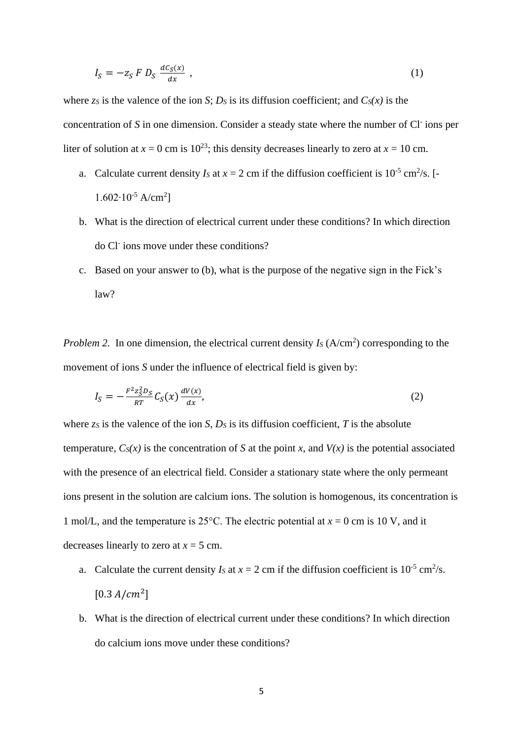$$I_S = -z_S\, F\, D_S\, \frac{dC_S(x)}{dx}\ , \tag{1}$$

where $z_S$ is the valence of the ion $S$; $D_S$ is its diffusion coefficient; and $C_S(x)$ is the concentration of $S$ in one dimension. Consider a steady state where the number of $Cl^-$ ions per liter of solution at $x = 0$ cm is $10^{23}$; this density decreases linearly to zero at $x = 10$ cm.

a. Calculate current density $I_S$ at $x = 2$ cm if the diffusion coefficient is $10^{-5}$ cm$^2$/s. [$-1.602 \cdot 10^{-5}$ A/cm$^2$]

b. What is the direction of electrical current under these conditions? In which direction do $Cl^-$ ions move under these conditions?

c. Based on your answer to (b), what is the purpose of the negative sign in the Fick's law?

*Problem 2.* In one dimension, the electrical current density $I_S$ (A/cm$^2$) corresponding to the movement of ions $S$ under the influence of electrical field is given by:

$$I_S = -\frac{F^2 z_S^2 D_S}{RT} C_S(x) \frac{dV(x)}{dx}, \tag{2}$$

where $z_S$ is the valence of the ion $S$, $D_S$ is its diffusion coefficient, $T$ is the absolute temperature, $C_S(x)$ is the concentration of $S$ at the point $x$, and $V(x)$ is the potential associated with the presence of an electrical field. Consider a stationary state where the only permeant ions present in the solution are calcium ions. The solution is homogenous, its concentration is 1 mol/L, and the temperature is 25°C. The electric potential at $x = 0$ cm is 10 V, and it decreases linearly to zero at $x = 5$ cm.

a. Calculate the current density $I_S$ at $x = 2$ cm if the diffusion coefficient is $10^{-5}$ cm$^2$/s. [$0.3\ A/cm^2$]

b. What is the direction of electrical current under these conditions? In which direction do calcium ions move under these conditions?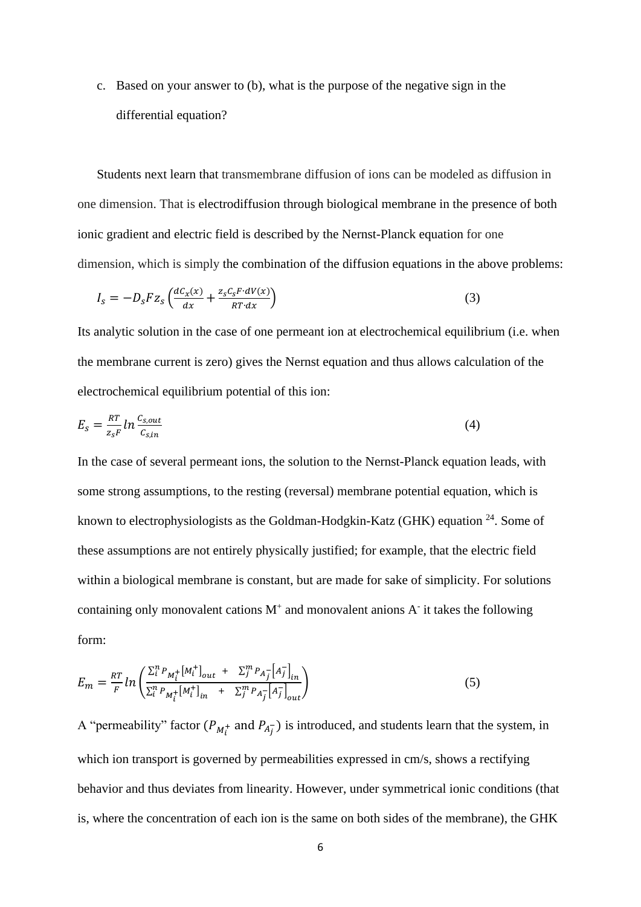c. Based on your answer to (b), what is the purpose of the negative sign in the differential equation?

Students next learn that transmembrane diffusion of ions can be modeled as diffusion in one dimension. That is electrodiffusion through biological membrane in the presence of both ionic gradient and electric field is described by the Nernst-Planck equation for one dimension, which is simply the combination of the diffusion equations in the above problems:

$$I_s = -D_s F z_s \left( \frac{dC_x(x)}{dx} + \frac{z_s C_s F \cdot dV(x)}{RT \cdot dx} \right) \tag{3}$$

Its analytic solution in the case of one permeant ion at electrochemical equilibrium (i.e. when the membrane current is zero) gives the Nernst equation and thus allows calculation of the electrochemical equilibrium potential of this ion:

$$E_s = \frac{RT}{z_s F} ln \frac{C_{s,out}}{C_{s,in}} \tag{4}$$

In the case of several permeant ions, the solution to the Nernst-Planck equation leads, with some strong assumptions, to the resting (reversal) membrane potential equation, which is known to electrophysiologists as the Goldman-Hodgkin-Katz (GHK) equation [24]. Some of these assumptions are not entirely physically justified; for example, that the electric field within a biological membrane is constant, but are made for sake of simplicity. For solutions containing only monovalent cations $M^+$ and monovalent anions $A^-$ it takes the following form:

$$E_m = \frac{RT}{F} ln \left( \frac{\sum_i^n P_{M_i^+} [M_i^+]_{out} \;\; + \;\; \sum_j^m P_{A_j^-} [A_j^-]_{in}}{\sum_i^n P_{M_i^+} [M_i^+]_{in} \;\; + \;\; \sum_j^m P_{A_j^-} [A_j^-]_{out}} \right) \tag{5}$$

A "permeability" factor ($P_{M_i^+}$ and $P_{A_j^-}$) is introduced, and students learn that the system, in which ion transport is governed by permeabilities expressed in cm/s, shows a rectifying behavior and thus deviates from linearity. However, under symmetrical ionic conditions (that is, where the concentration of each ion is the same on both sides of the membrane), the GHK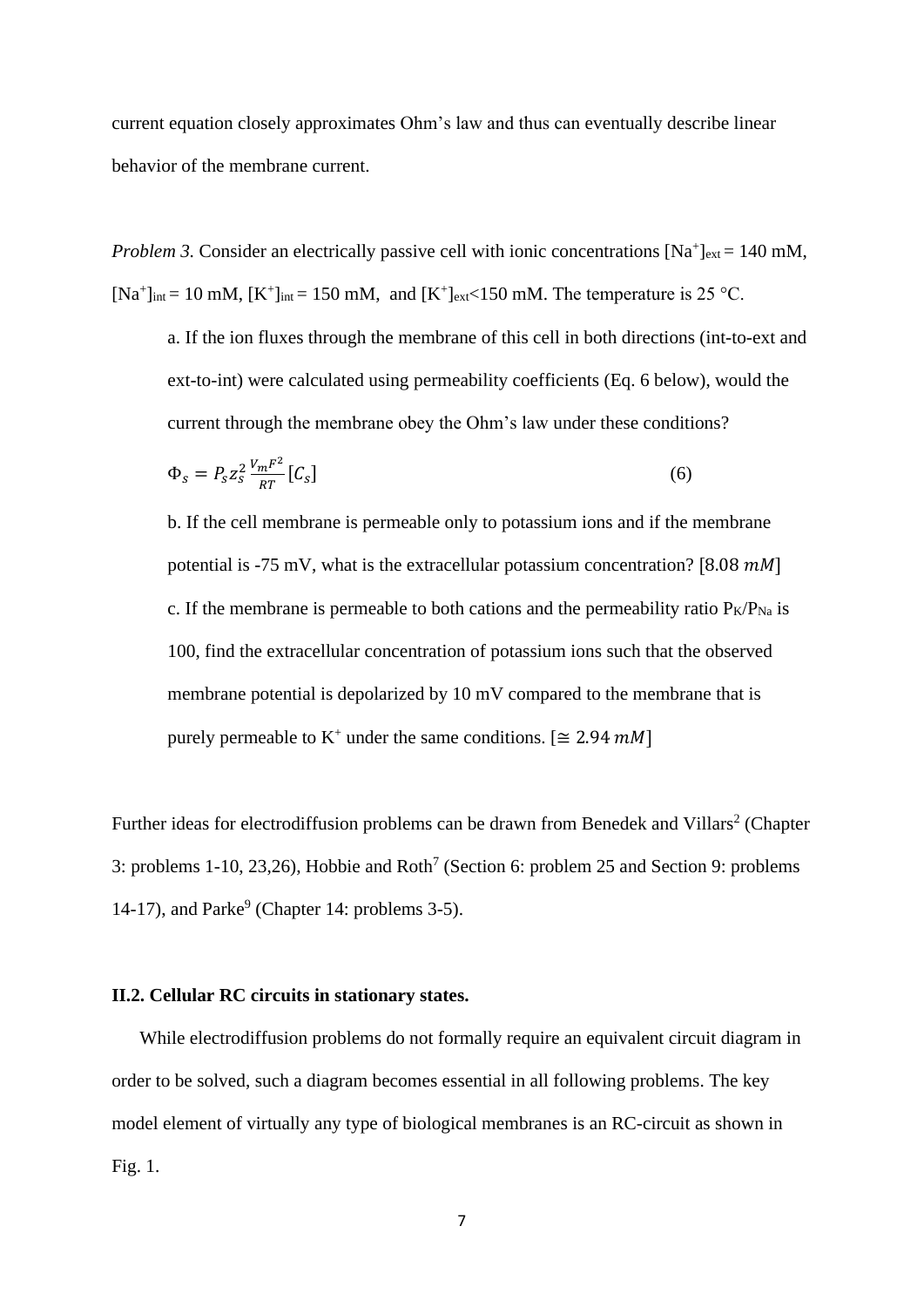current equation closely approximates Ohm's law and thus can eventually describe linear behavior of the membrane current.

*Problem 3.* Consider an electrically passive cell with ionic concentrations $[Na^+]_{ext}$ = 140 mM, $[Na^+]_{int}$ = 10 mM, $[K^+]_{int}$ = 150 mM, and $[K^+]_{ext}$<150 mM. The temperature is 25 °C.

a. If the ion fluxes through the membrane of this cell in both directions (int-to-ext and ext-to-int) were calculated using permeability coefficients (Eq. 6 below), would the current through the membrane obey the Ohm's law under these conditions?

$$\Phi_s = P_s z_s^2 \frac{V_m F^2}{RT}[C_s] \tag{6}$$

b. If the cell membrane is permeable only to potassium ions and if the membrane potential is -75 mV, what is the extracellular potassium concentration? [$8.08\ mM$]

c. If the membrane is permeable to both cations and the permeability ratio $P_K/P_{Na}$ is 100, find the extracellular concentration of potassium ions such that the observed membrane potential is depolarized by 10 mV compared to the membrane that is purely permeable to $K^+$ under the same conditions. [$\cong 2.94\ mM$]

Further ideas for electrodiffusion problems can be drawn from Benedek and Villars[2] (Chapter 3: problems 1-10, 23,26), Hobbie and Roth[7] (Section 6: problem 25 and Section 9: problems 14-17), and Parke[9] (Chapter 14: problems 3-5).

**II.2. Cellular RC circuits in stationary states.**

While electrodiffusion problems do not formally require an equivalent circuit diagram in order to be solved, such a diagram becomes essential in all following problems. The key model element of virtually any type of biological membranes is an RC-circuit as shown in Fig. 1.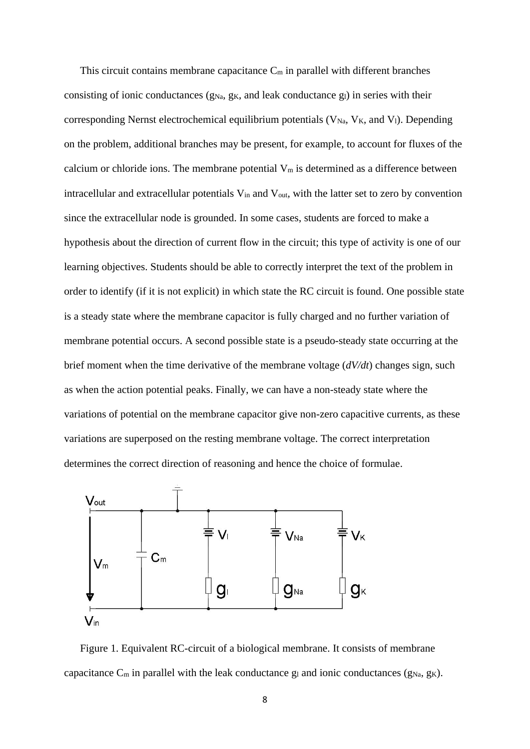This circuit contains membrane capacitance $C_m$ in parallel with different branches consisting of ionic conductances ($g_{Na}$, $g_K$, and leak conductance $g_l$) in series with their corresponding Nernst electrochemical equilibrium potentials ($V_{Na}$, $V_K$, and $V_l$). Depending on the problem, additional branches may be present, for example, to account for fluxes of the calcium or chloride ions. The membrane potential $V_m$ is determined as a difference between intracellular and extracellular potentials $V_{in}$ and $V_{out}$, with the latter set to zero by convention since the extracellular node is grounded. In some cases, students are forced to make a hypothesis about the direction of current flow in the circuit; this type of activity is one of our learning objectives. Students should be able to correctly interpret the text of the problem in order to identify (if it is not explicit) in which state the RC circuit is found. One possible state is a steady state where the membrane capacitor is fully charged and no further variation of membrane potential occurs. A second possible state is a pseudo-steady state occurring at the brief moment when the time derivative of the membrane voltage (*dV/dt*) changes sign, such as when the action potential peaks. Finally, we can have a non-steady state where the variations of potential on the membrane capacitor give non-zero capacitive currents, as these variations are superposed on the resting membrane voltage. The correct interpretation determines the correct direction of reasoning and hence the choice of formulae.

Figure 1. Equivalent RC-circuit of a biological membrane. It consists of membrane capacitance $C_m$ in parallel with the leak conductance $g_l$ and ionic conductances ($g_{Na}$, $g_K$).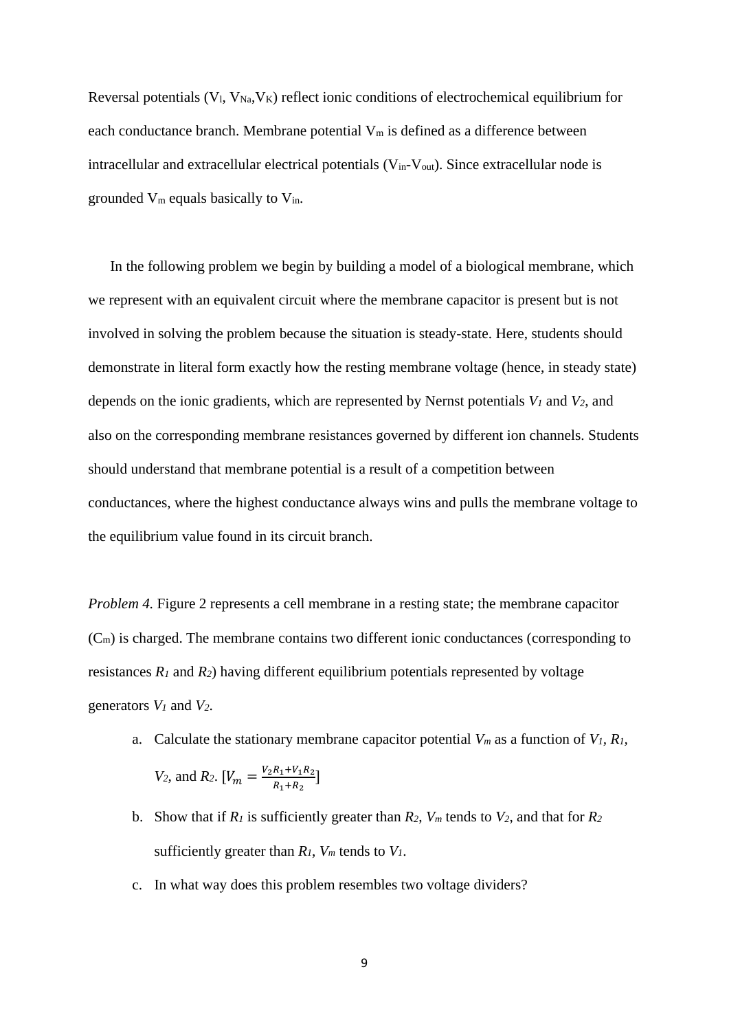Reversal potentials ($V_l$, $V_{Na}$,$V_K$) reflect ionic conditions of electrochemical equilibrium for each conductance branch. Membrane potential $V_m$ is defined as a difference between intracellular and extracellular electrical potentials ($V_{in}$-$V_{out}$). Since extracellular node is grounded $V_m$ equals basically to $V_{in}$.

In the following problem we begin by building a model of a biological membrane, which we represent with an equivalent circuit where the membrane capacitor is present but is not involved in solving the problem because the situation is steady-state. Here, students should demonstrate in literal form exactly how the resting membrane voltage (hence, in steady state) depends on the ionic gradients, which are represented by Nernst potentials $V_1$ and $V_2$, and also on the corresponding membrane resistances governed by different ion channels. Students should understand that membrane potential is a result of a competition between conductances, where the highest conductance always wins and pulls the membrane voltage to the equilibrium value found in its circuit branch.

*Problem 4.* Figure 2 represents a cell membrane in a resting state; the membrane capacitor ($C_m$) is charged. The membrane contains two different ionic conductances (corresponding to resistances $R_1$ and $R_2$) having different equilibrium potentials represented by voltage generators $V_1$ and $V_2$.

a. Calculate the stationary membrane capacitor potential $V_m$ as a function of $V_1$, $R_1$, $V_2$, and $R_2$. [$V_m = \frac{V_2 R_1 + V_1 R_2}{R_1 + R_2}$]
b. Show that if $R_1$ is sufficiently greater than $R_2$, $V_m$ tends to $V_2$, and that for $R_2$ sufficiently greater than $R_1$, $V_m$ tends to $V_1$.
c. In what way does this problem resembles two voltage dividers?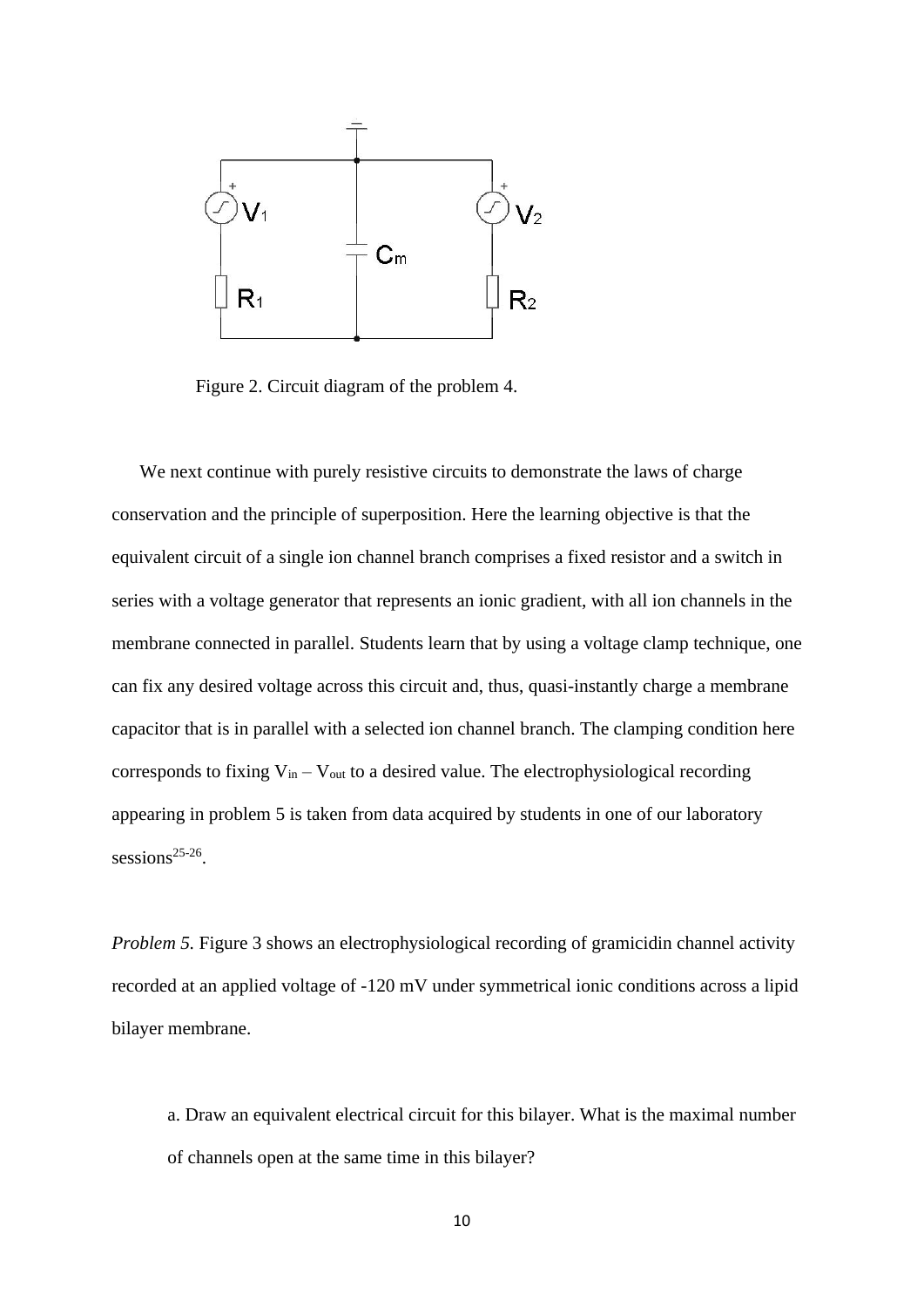Figure 2. Circuit diagram of the problem 4.

We next continue with purely resistive circuits to demonstrate the laws of charge conservation and the principle of superposition. Here the learning objective is that the equivalent circuit of a single ion channel branch comprises a fixed resistor and a switch in series with a voltage generator that represents an ionic gradient, with all ion channels in the membrane connected in parallel. Students learn that by using a voltage clamp technique, one can fix any desired voltage across this circuit and, thus, quasi-instantly charge a membrane capacitor that is in parallel with a selected ion channel branch. The clamping condition here corresponds to fixing $V_{in} - V_{out}$ to a desired value. The electrophysiological recording appearing in problem 5 is taken from data acquired by students in one of our laboratory sessions[25-26].

*Problem 5.* Figure 3 shows an electrophysiological recording of gramicidin channel activity recorded at an applied voltage of -120 mV under symmetrical ionic conditions across a lipid bilayer membrane.

a. Draw an equivalent electrical circuit for this bilayer. What is the maximal number of channels open at the same time in this bilayer?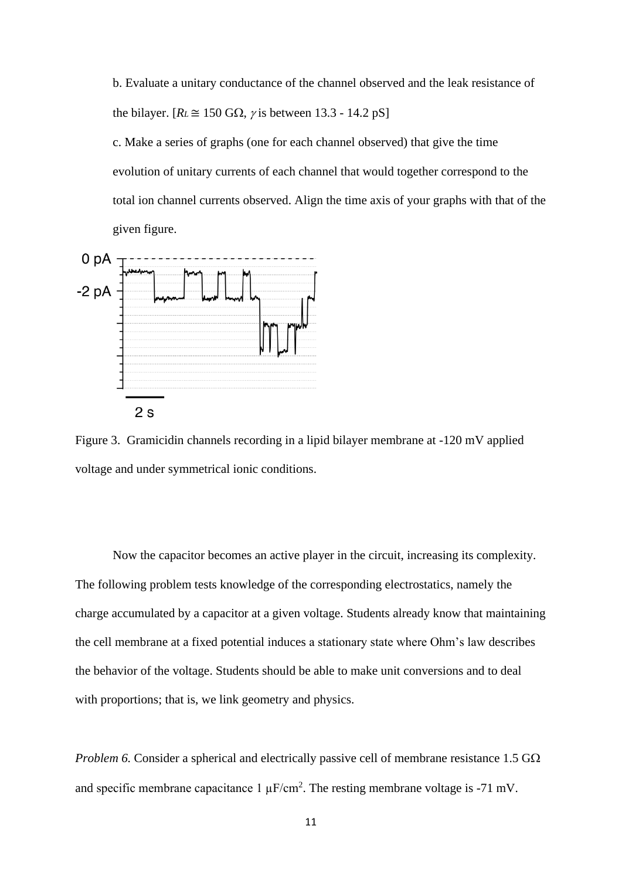b. Evaluate a unitary conductance of the channel observed and the leak resistance of the bilayer. [$R_L \cong 150$ GΩ, $\gamma$ is between 13.3 - 14.2 pS]

c. Make a series of graphs (one for each channel observed) that give the time evolution of unitary currents of each channel that would together correspond to the total ion channel currents observed. Align the time axis of your graphs with that of the given figure.

Figure 3. Gramicidin channels recording in a lipid bilayer membrane at -120 mV applied voltage and under symmetrical ionic conditions.

Now the capacitor becomes an active player in the circuit, increasing its complexity. The following problem tests knowledge of the corresponding electrostatics, namely the charge accumulated by a capacitor at a given voltage. Students already know that maintaining the cell membrane at a fixed potential induces a stationary state where Ohm's law describes the behavior of the voltage. Students should be able to make unit conversions and to deal with proportions; that is, we link geometry and physics.

*Problem 6.* Consider a spherical and electrically passive cell of membrane resistance 1.5 GΩ and specific membrane capacitance 1 μF/cm$^2$. The resting membrane voltage is -71 mV.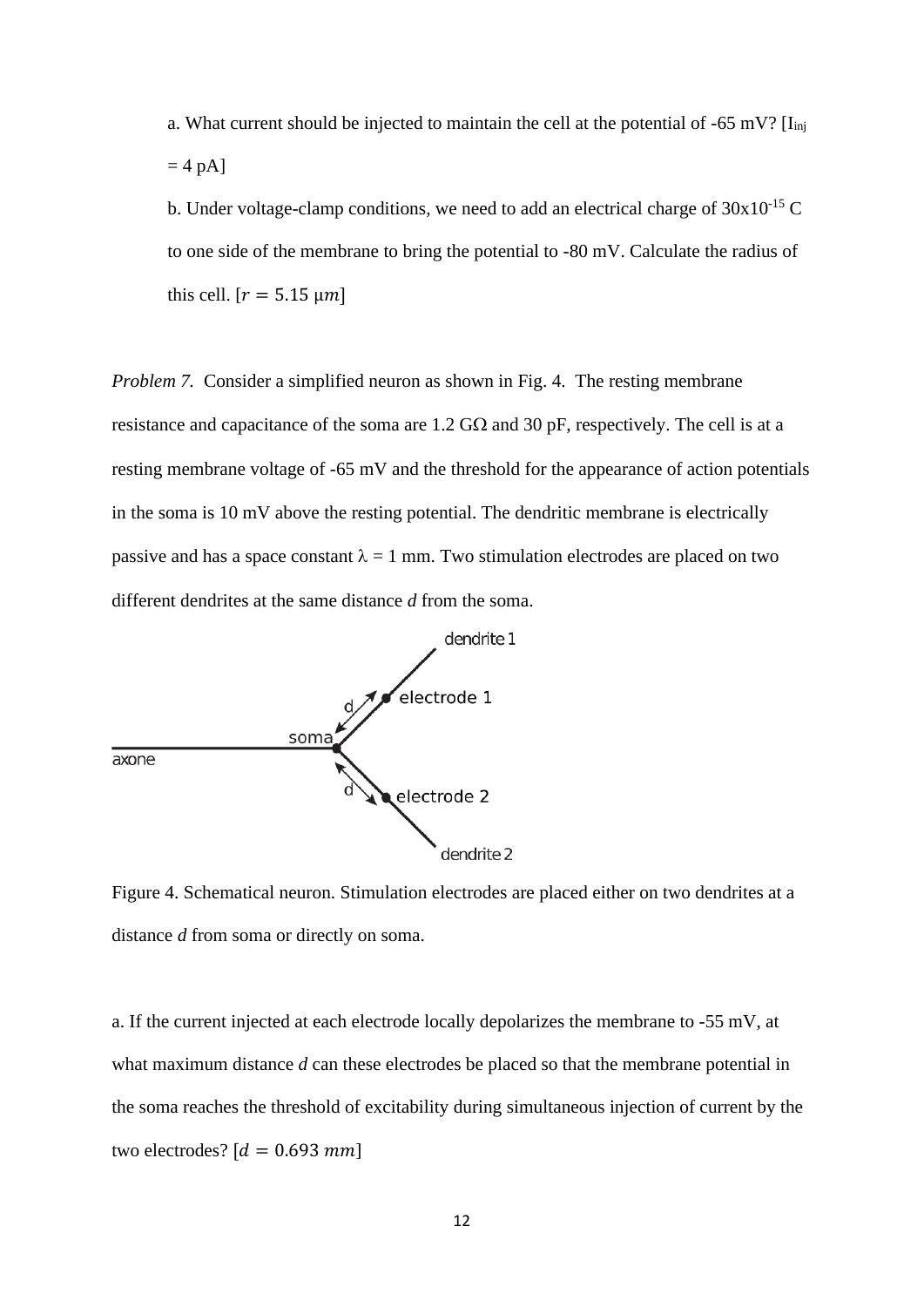a. What current should be injected to maintain the cell at the potential of -65 mV? [$I_{inj}$ = 4 pA]

b. Under voltage-clamp conditions, we need to add an electrical charge of $30\text{x}10^{-15}$ C to one side of the membrane to bring the potential to -80 mV. Calculate the radius of this cell. [$r = 5.15\ \mu m$]

*Problem 7.* Consider a simplified neuron as shown in Fig. 4. The resting membrane resistance and capacitance of the soma are 1.2 GΩ and 30 pF, respectively. The cell is at a resting membrane voltage of -65 mV and the threshold for the appearance of action potentials in the soma is 10 mV above the resting potential. The dendritic membrane is electrically passive and has a space constant $\lambda$ = 1 mm. Two stimulation electrodes are placed on two different dendrites at the same distance *d* from the soma.

Figure 4. Schematical neuron. Stimulation electrodes are placed either on two dendrites at a distance *d* from soma or directly on soma.

a. If the current injected at each electrode locally depolarizes the membrane to -55 mV, at what maximum distance *d* can these electrodes be placed so that the membrane potential in the soma reaches the threshold of excitability during simultaneous injection of current by the two electrodes? [$d = 0.693\ mm$]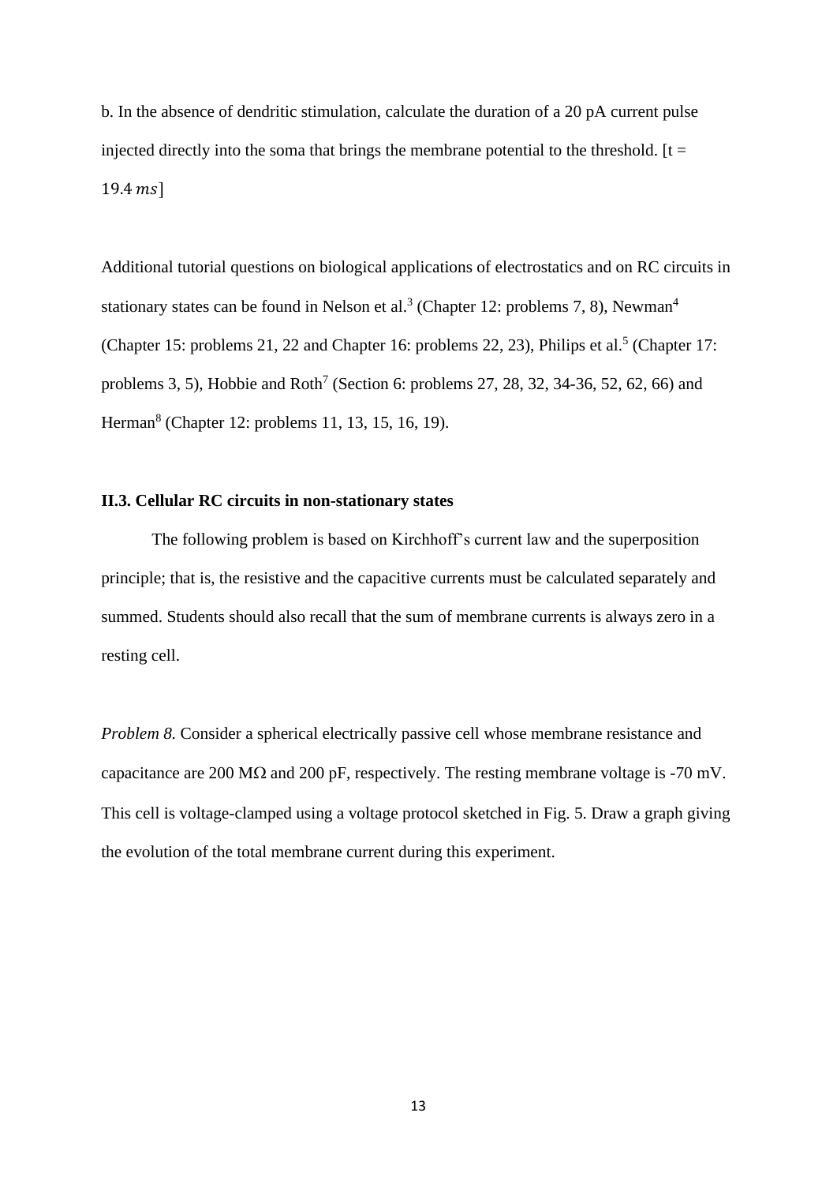b. In the absence of dendritic stimulation, calculate the duration of a 20 pA current pulse injected directly into the soma that brings the membrane potential to the threshold. [$t = 19.4\ ms$]

Additional tutorial questions on biological applications of electrostatics and on RC circuits in stationary states can be found in Nelson et al.[3] (Chapter 12: problems 7, 8), Newman[4] (Chapter 15: problems 21, 22 and Chapter 16: problems 22, 23), Philips et al.[5] (Chapter 17: problems 3, 5), Hobbie and Roth[7] (Section 6: problems 27, 28, 32, 34-36, 52, 62, 66) and Herman[8] (Chapter 12: problems 11, 13, 15, 16, 19).

### II.3. Cellular RC circuits in non-stationary states

The following problem is based on Kirchhoff's current law and the superposition principle; that is, the resistive and the capacitive currents must be calculated separately and summed. Students should also recall that the sum of membrane currents is always zero in a resting cell.

*Problem 8.* Consider a spherical electrically passive cell whose membrane resistance and capacitance are 200 MΩ and 200 pF, respectively. The resting membrane voltage is -70 mV. This cell is voltage-clamped using a voltage protocol sketched in Fig. 5. Draw a graph giving the evolution of the total membrane current during this experiment.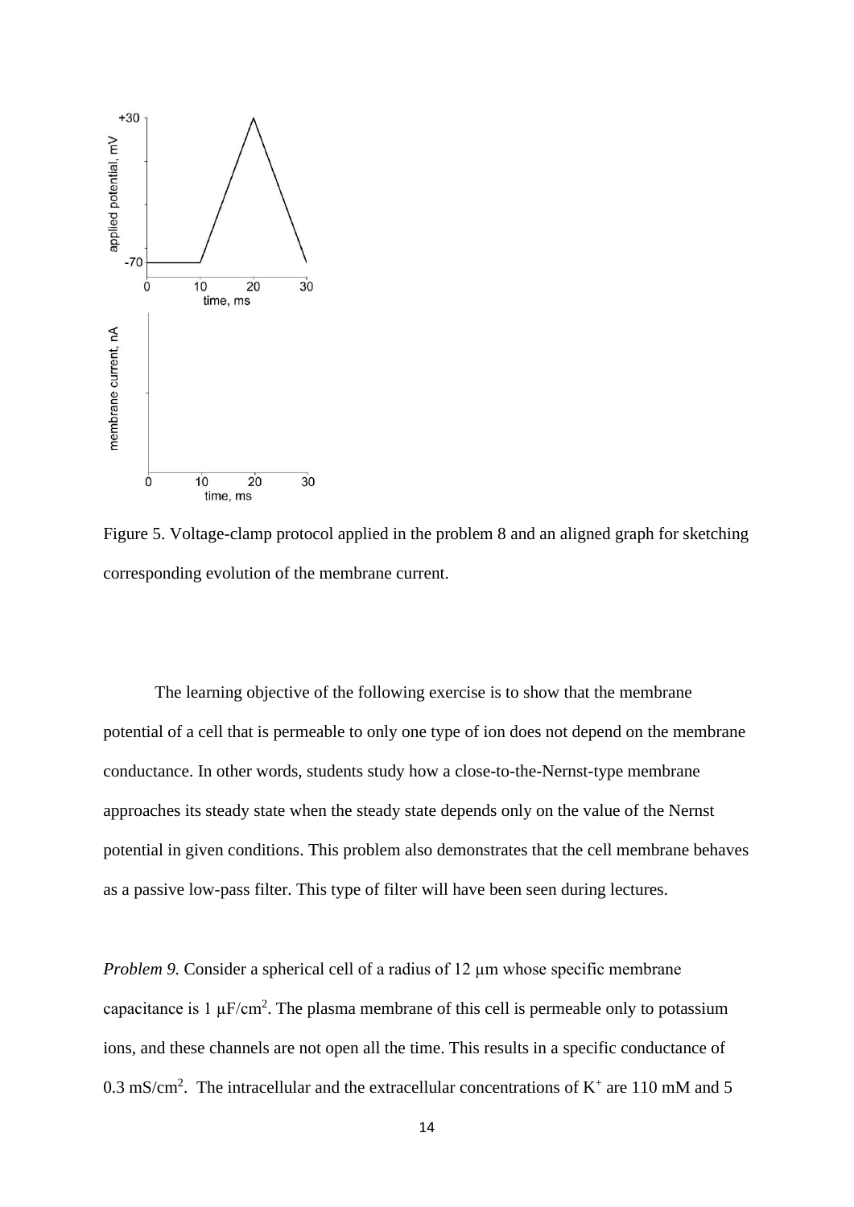Figure 5. Voltage-clamp protocol applied in the problem 8 and an aligned graph for sketching corresponding evolution of the membrane current.

The learning objective of the following exercise is to show that the membrane potential of a cell that is permeable to only one type of ion does not depend on the membrane conductance. In other words, students study how a close-to-the-Nernst-type membrane approaches its steady state when the steady state depends only on the value of the Nernst potential in given conditions. This problem also demonstrates that the cell membrane behaves as a passive low-pass filter. This type of filter will have been seen during lectures.

*Problem 9.* Consider a spherical cell of a radius of 12 μm whose specific membrane capacitance is 1 μF/cm$^2$. The plasma membrane of this cell is permeable only to potassium ions, and these channels are not open all the time. This results in a specific conductance of 0.3 mS/cm$^2$. The intracellular and the extracellular concentrations of $K^+$ are 110 mM and 5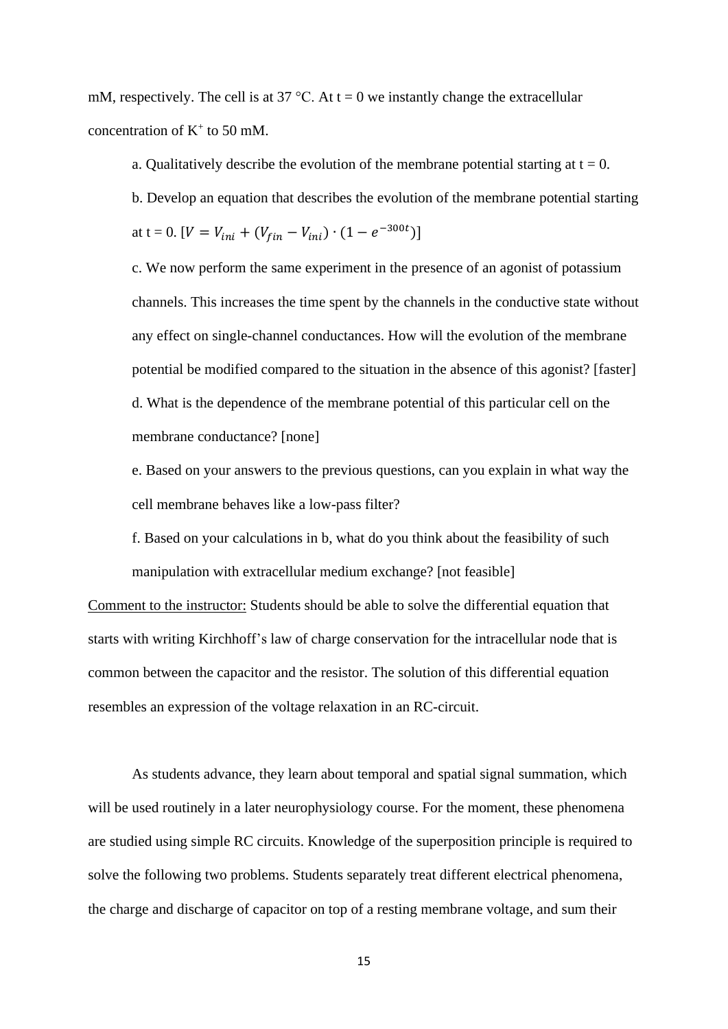mM, respectively. The cell is at 37 °C. At t = 0 we instantly change the extracellular concentration of $K^+$ to 50 mM.

a. Qualitatively describe the evolution of the membrane potential starting at t = 0.

b. Develop an equation that describes the evolution of the membrane potential starting at t = 0. [$V = V_{ini} + (V_{fin} - V_{ini}) \cdot (1 - e^{-300t})$]

c. We now perform the same experiment in the presence of an agonist of potassium channels. This increases the time spent by the channels in the conductive state without any effect on single-channel conductances. How will the evolution of the membrane potential be modified compared to the situation in the absence of this agonist? [faster]

d. What is the dependence of the membrane potential of this particular cell on the membrane conductance? [none]

e. Based on your answers to the previous questions, can you explain in what way the cell membrane behaves like a low-pass filter?

f. Based on your calculations in b, what do you think about the feasibility of such manipulation with extracellular medium exchange? [not feasible]

Comment to the instructor: Students should be able to solve the differential equation that starts with writing Kirchhoff's law of charge conservation for the intracellular node that is common between the capacitor and the resistor. The solution of this differential equation resembles an expression of the voltage relaxation in an RC-circuit.

As students advance, they learn about temporal and spatial signal summation, which will be used routinely in a later neurophysiology course. For the moment, these phenomena are studied using simple RC circuits. Knowledge of the superposition principle is required to solve the following two problems. Students separately treat different electrical phenomena, the charge and discharge of capacitor on top of a resting membrane voltage, and sum their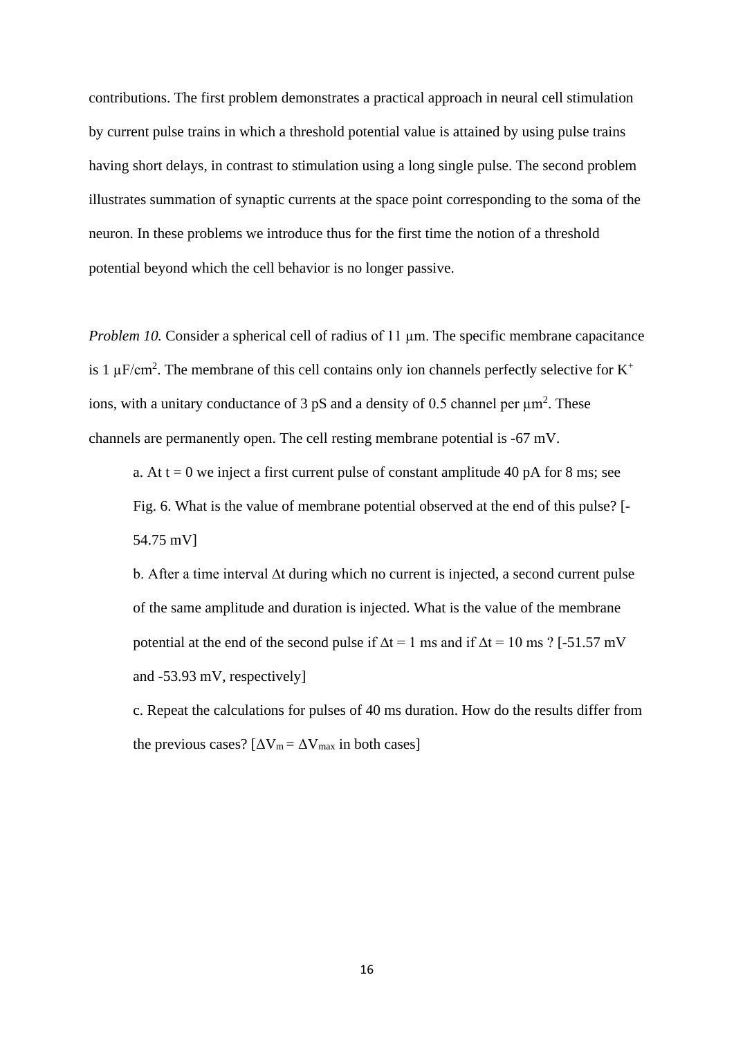contributions. The first problem demonstrates a practical approach in neural cell stimulation by current pulse trains in which a threshold potential value is attained by using pulse trains having short delays, in contrast to stimulation using a long single pulse. The second problem illustrates summation of synaptic currents at the space point corresponding to the soma of the neuron. In these problems we introduce thus for the first time the notion of a threshold potential beyond which the cell behavior is no longer passive.

*Problem 10.* Consider a spherical cell of radius of 11 μm. The specific membrane capacitance is 1 μF/cm$^2$. The membrane of this cell contains only ion channels perfectly selective for $K^+$ ions, with a unitary conductance of 3 pS and a density of 0.5 channel per μm$^2$. These channels are permanently open. The cell resting membrane potential is -67 mV.

> a. At t = 0 we inject a first current pulse of constant amplitude 40 pA for 8 ms; see Fig. 6. What is the value of membrane potential observed at the end of this pulse? [-54.75 mV]
>
> b. After a time interval Δt during which no current is injected, a second current pulse of the same amplitude and duration is injected. What is the value of the membrane potential at the end of the second pulse if Δt = 1 ms and if Δt = 10 ms ? [-51.57 mV and -53.93 mV, respectively]
>
> c. Repeat the calculations for pulses of 40 ms duration. How do the results differ from the previous cases? [$\Delta V_m = \Delta V_{max}$ in both cases]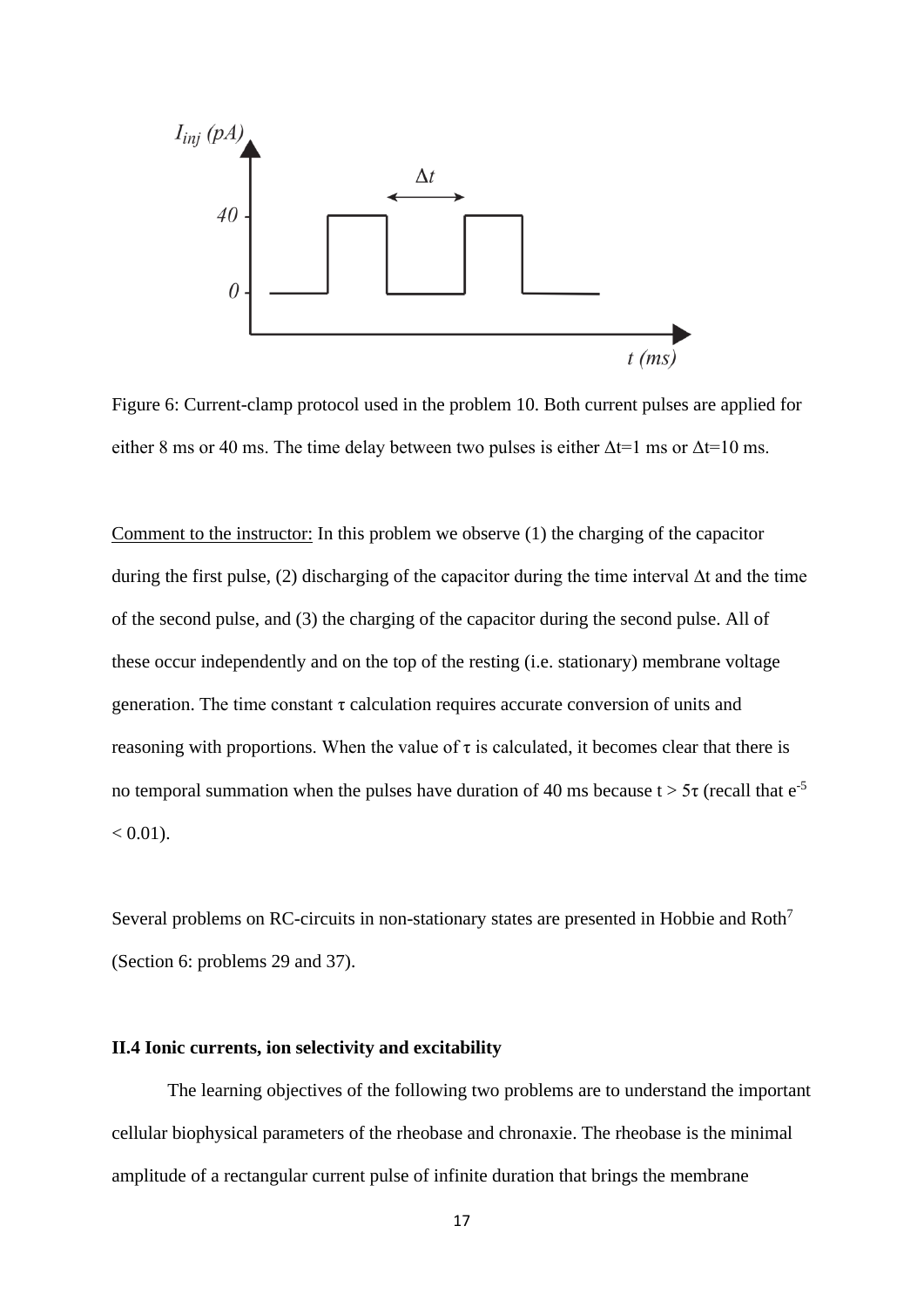Figure 6: Current-clamp protocol used in the problem 10. Both current pulses are applied for either 8 ms or 40 ms. The time delay between two pulses is either $\Delta t$=1 ms or $\Delta t$=10 ms.

Comment to the instructor: In this problem we observe (1) the charging of the capacitor during the first pulse, (2) discharging of the capacitor during the time interval $\Delta t$ and the time of the second pulse, and (3) the charging of the capacitor during the second pulse. All of these occur independently and on the top of the resting (i.e. stationary) membrane voltage generation. The time constant $\tau$ calculation requires accurate conversion of units and reasoning with proportions. When the value of $\tau$ is calculated, it becomes clear that there is no temporal summation when the pulses have duration of 40 ms because $t > 5\tau$ (recall that $e^{-5} < 0.01$).

Several problems on RC-circuits in non-stationary states are presented in Hobbie and Roth[7] (Section 6: problems 29 and 37).

### II.4 Ionic currents, ion selectivity and excitability

The learning objectives of the following two problems are to understand the important cellular biophysical parameters of the rheobase and chronaxie. The rheobase is the minimal amplitude of a rectangular current pulse of infinite duration that brings the membrane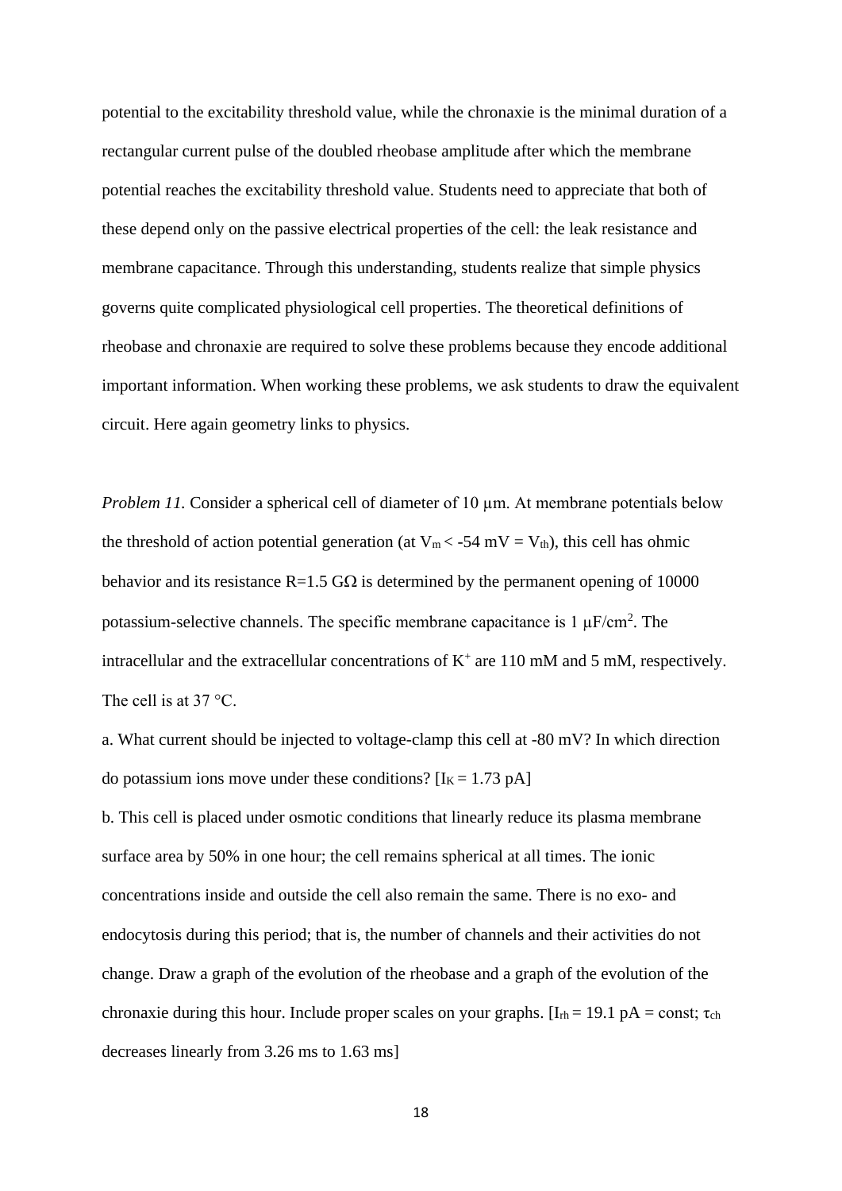potential to the excitability threshold value, while the chronaxie is the minimal duration of a rectangular current pulse of the doubled rheobase amplitude after which the membrane potential reaches the excitability threshold value. Students need to appreciate that both of these depend only on the passive electrical properties of the cell: the leak resistance and membrane capacitance. Through this understanding, students realize that simple physics governs quite complicated physiological cell properties. The theoretical definitions of rheobase and chronaxie are required to solve these problems because they encode additional important information. When working these problems, we ask students to draw the equivalent circuit. Here again geometry links to physics.

*Problem 11.* Consider a spherical cell of diameter of 10 μm. At membrane potentials below the threshold of action potential generation (at $V_m < -54$ mV = $V_{th}$), this cell has ohmic behavior and its resistance R=1.5 GΩ is determined by the permanent opening of 10000 potassium-selective channels. The specific membrane capacitance is 1 μF/cm$^2$. The intracellular and the extracellular concentrations of $K^+$ are 110 mM and 5 mM, respectively. The cell is at 37 °C.

a. What current should be injected to voltage-clamp this cell at -80 mV? In which direction do potassium ions move under these conditions? [$I_K$ = 1.73 pA]

b. This cell is placed under osmotic conditions that linearly reduce its plasma membrane surface area by 50% in one hour; the cell remains spherical at all times. The ionic concentrations inside and outside the cell also remain the same. There is no exo- and endocytosis during this period; that is, the number of channels and their activities do not change. Draw a graph of the evolution of the rheobase and a graph of the evolution of the chronaxie during this hour. Include proper scales on your graphs. [$I_{rh}$ = 19.1 pA = const; $\tau_{ch}$ decreases linearly from 3.26 ms to 1.63 ms]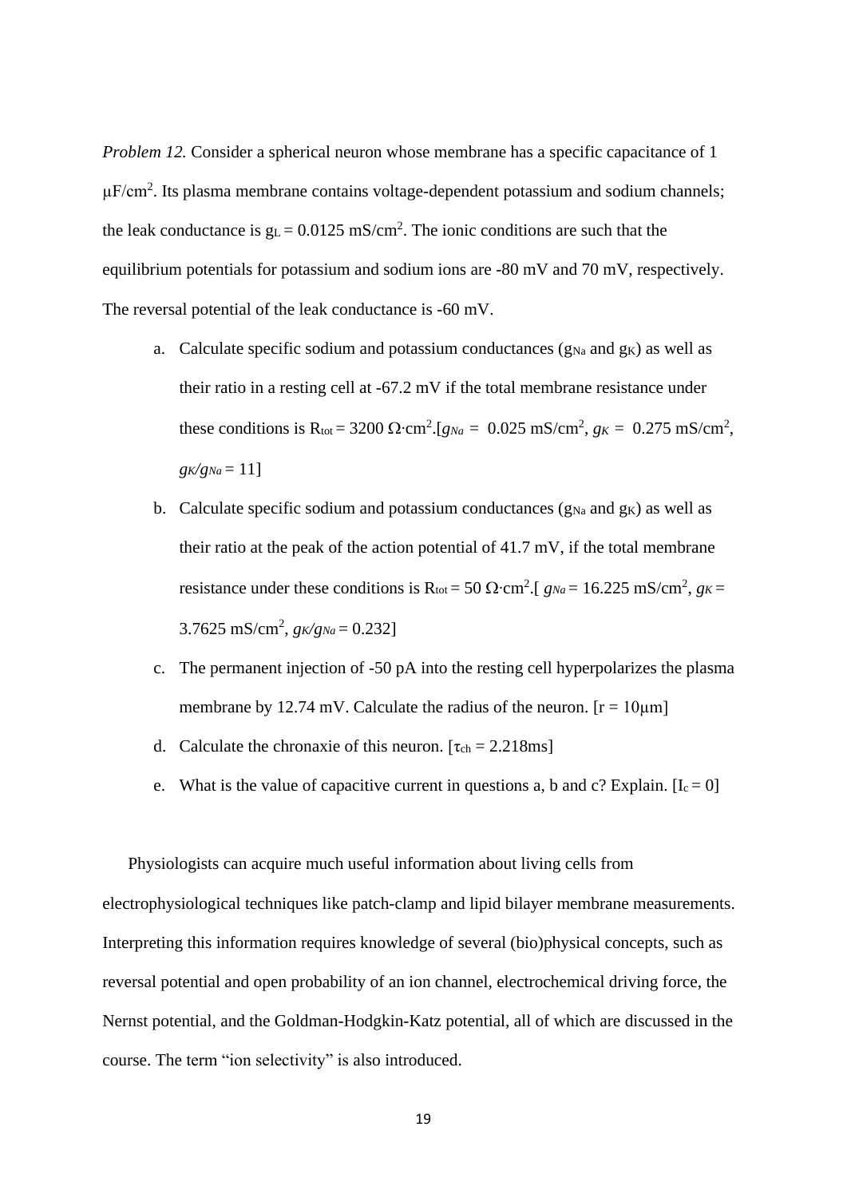*Problem 12.* Consider a spherical neuron whose membrane has a specific capacitance of 1 μF/cm$^2$. Its plasma membrane contains voltage-dependent potassium and sodium channels; the leak conductance is $g_L$ = 0.0125 mS/cm$^2$. The ionic conditions are such that the equilibrium potentials for potassium and sodium ions are -80 mV and 70 mV, respectively. The reversal potential of the leak conductance is -60 mV.

a. Calculate specific sodium and potassium conductances ($g_{Na}$ and $g_K$) as well as their ratio in a resting cell at -67.2 mV if the total membrane resistance under these conditions is $R_{tot}$ = 3200 Ω·cm$^2$.[$g_{Na}$ = 0.025 mS/cm$^2$, $g_K$ = 0.275 mS/cm$^2$, $g_K/g_{Na}$ = 11]

b. Calculate specific sodium and potassium conductances ($g_{Na}$ and $g_K$) as well as their ratio at the peak of the action potential of 41.7 mV, if the total membrane resistance under these conditions is $R_{tot}$ = 50 Ω·cm$^2$.[ $g_{Na}$ = 16.225 mS/cm$^2$, $g_K$ = 3.7625 mS/cm$^2$, $g_K/g_{Na}$ = 0.232]

c. The permanent injection of -50 pA into the resting cell hyperpolarizes the plasma membrane by 12.74 mV. Calculate the radius of the neuron. [r = 10μm]

d. Calculate the chronaxie of this neuron. [$\tau_{ch}$ = 2.218ms]

e. What is the value of capacitive current in questions a, b and c? Explain. [$I_c$ = 0]

Physiologists can acquire much useful information about living cells from electrophysiological techniques like patch-clamp and lipid bilayer membrane measurements. Interpreting this information requires knowledge of several (bio)physical concepts, such as reversal potential and open probability of an ion channel, electrochemical driving force, the Nernst potential, and the Goldman-Hodgkin-Katz potential, all of which are discussed in the course. The term "ion selectivity" is also introduced.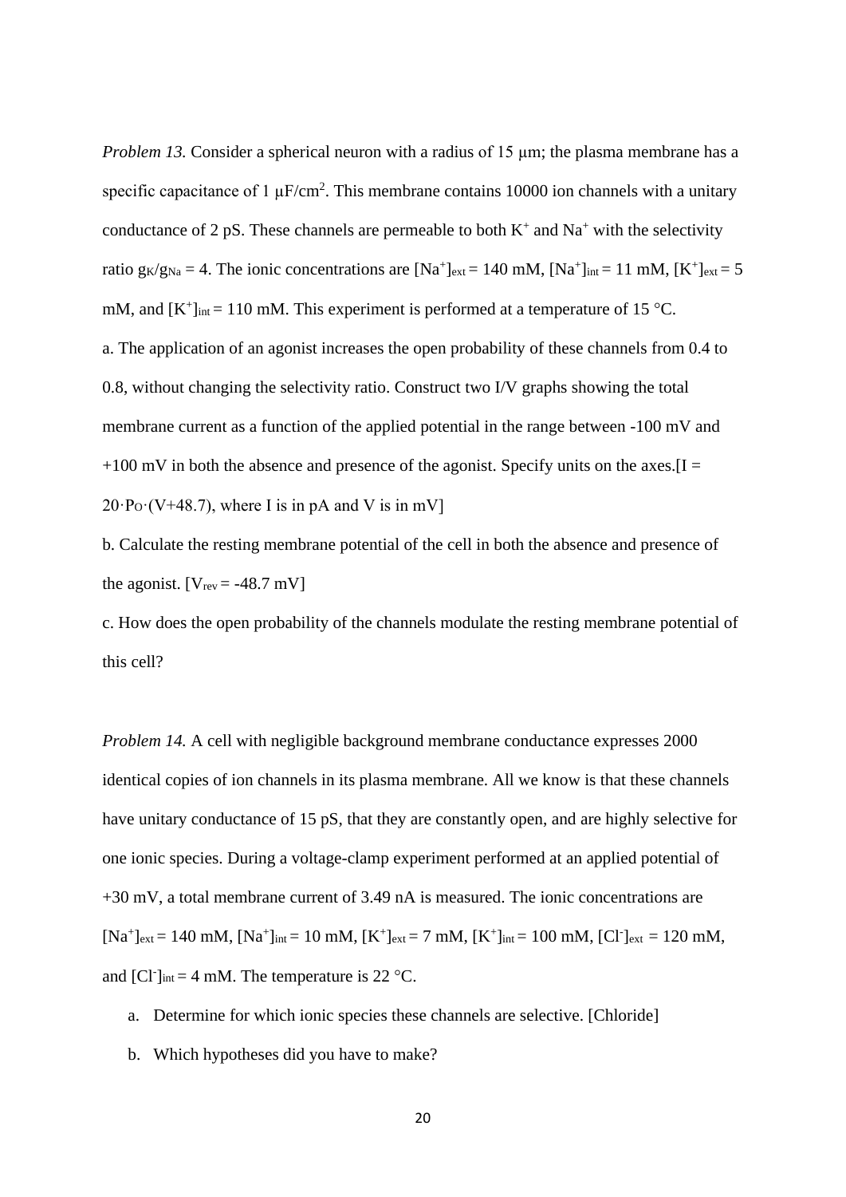*Problem 13.* Consider a spherical neuron with a radius of 15 μm; the plasma membrane has a specific capacitance of 1 μF/cm$^2$. This membrane contains 10000 ion channels with a unitary conductance of 2 pS. These channels are permeable to both $K^+$ and $Na^+$ with the selectivity ratio $g_K/g_{Na} = 4$. The ionic concentrations are $[Na^+]_{ext} = 140$ mM, $[Na^+]_{int} = 11$ mM, $[K^+]_{ext} = 5$ mM, and $[K^+]_{int} = 110$ mM. This experiment is performed at a temperature of 15 °C.

a. The application of an agonist increases the open probability of these channels from 0.4 to 0.8, without changing the selectivity ratio. Construct two I/V graphs showing the total membrane current as a function of the applied potential in the range between -100 mV and +100 mV in both the absence and presence of the agonist. Specify units on the axes.[$I = 20 \cdot P_O \cdot (V+48.7)$, where I is in pA and V is in mV]

b. Calculate the resting membrane potential of the cell in both the absence and presence of the agonist. [$V_{rev} = -48.7$ mV]

c. How does the open probability of the channels modulate the resting membrane potential of this cell?

*Problem 14.* A cell with negligible background membrane conductance expresses 2000 identical copies of ion channels in its plasma membrane. All we know is that these channels have unitary conductance of 15 pS, that they are constantly open, and are highly selective for one ionic species. During a voltage-clamp experiment performed at an applied potential of +30 mV, a total membrane current of 3.49 nA is measured. The ionic concentrations are $[Na^+]_{ext} = 140$ mM, $[Na^+]_{int} = 10$ mM, $[K^+]_{ext} = 7$ mM, $[K^+]_{int} = 100$ mM, $[Cl^-]_{ext} = 120$ mM, and $[Cl^-]_{int} = 4$ mM. The temperature is 22 °C.

a. Determine for which ionic species these channels are selective. [Chloride]
b. Which hypotheses did you have to make?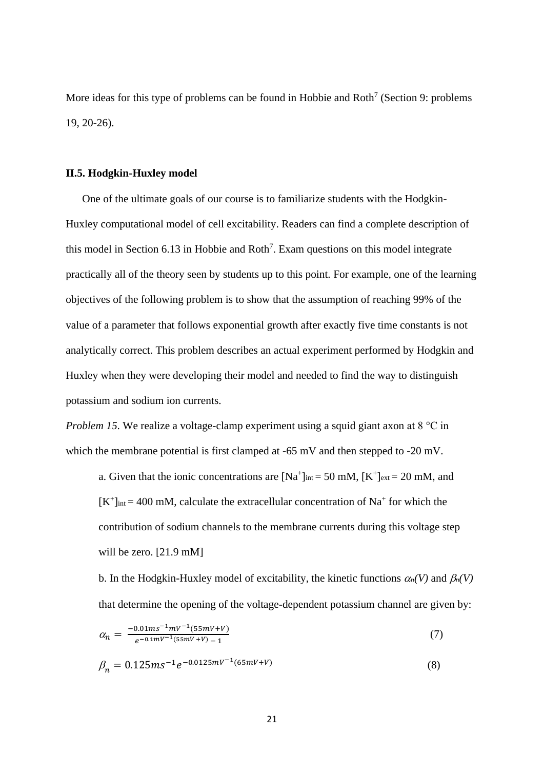More ideas for this type of problems can be found in Hobbie and Roth[7] (Section 9: problems 19, 20-26).

### II.5. Hodgkin-Huxley model

One of the ultimate goals of our course is to familiarize students with the Hodgkin-Huxley computational model of cell excitability. Readers can find a complete description of this model in Section 6.13 in Hobbie and Roth[7]. Exam questions on this model integrate practically all of the theory seen by students up to this point. For example, one of the learning objectives of the following problem is to show that the assumption of reaching 99% of the value of a parameter that follows exponential growth after exactly five time constants is not analytically correct. This problem describes an actual experiment performed by Hodgkin and Huxley when they were developing their model and needed to find the way to distinguish potassium and sodium ion currents.

*Problem 15.* We realize a voltage-clamp experiment using a squid giant axon at 8 °C in which the membrane potential is first clamped at -65 mV and then stepped to -20 mV.

a. Given that the ionic concentrations are $[Na^+]_{int}$ = 50 mM, $[K^+]_{ext}$ = 20 mM, and $[K^+]_{int}$ = 400 mM, calculate the extracellular concentration of $Na^+$ for which the contribution of sodium channels to the membrane currents during this voltage step will be zero. [21.9 mM]

b. In the Hodgkin-Huxley model of excitability, the kinetic functions $\alpha_n(V)$ and $\beta_n(V)$ that determine the opening of the voltage-dependent potassium channel are given by:

$$\alpha_n = \frac{-0.01ms^{-1}mV^{-1}(55mV+V)}{e^{-0.1mV^{-1}(55mV+V)}-1} \tag{7}$$

$$\beta_n = 0.125ms^{-1}e^{-0.0125mV^{-1}(65mV+V)} \tag{8}$$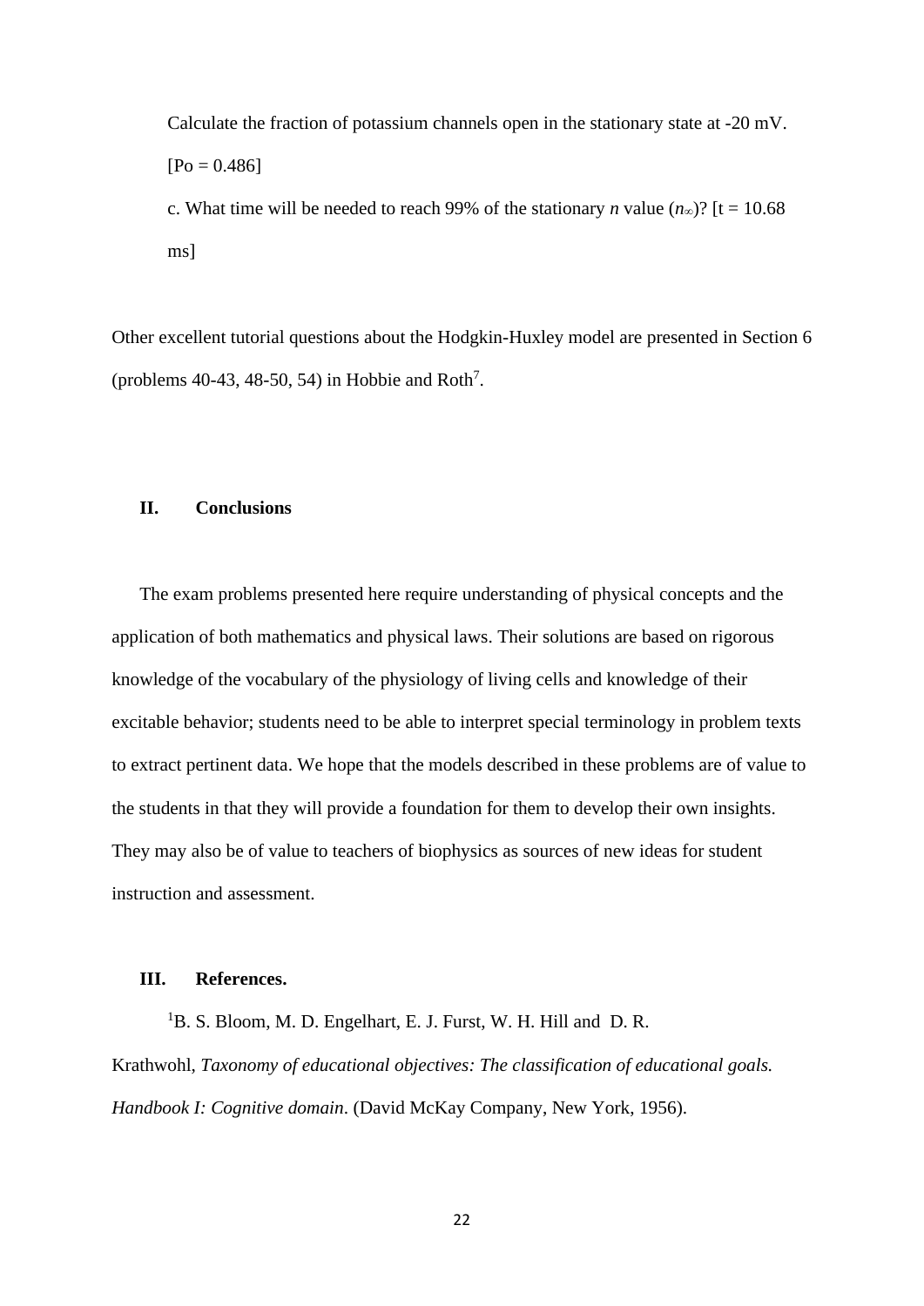Calculate the fraction of potassium channels open in the stationary state at -20 mV.

[Po = 0.486]

c. What time will be needed to reach 99% of the stationary *n* value ($n_\infty$)? [t = 10.68 ms]

Other excellent tutorial questions about the Hodgkin-Huxley model are presented in Section 6 (problems 40-43, 48-50, 54) in Hobbie and Roth[7].

## II. Conclusions

The exam problems presented here require understanding of physical concepts and the application of both mathematics and physical laws. Their solutions are based on rigorous knowledge of the vocabulary of the physiology of living cells and knowledge of their excitable behavior; students need to be able to interpret special terminology in problem texts to extract pertinent data. We hope that the models described in these problems are of value to the students in that they will provide a foundation for them to develop their own insights. They may also be of value to teachers of biophysics as sources of new ideas for student instruction and assessment.

## III. References.

[1]B. S. Bloom, M. D. Engelhart, E. J. Furst, W. H. Hill and D. R. Krathwohl, *Taxonomy of educational objectives: The classification of educational goals. Handbook I: Cognitive domain*. (David McKay Company, New York, 1956).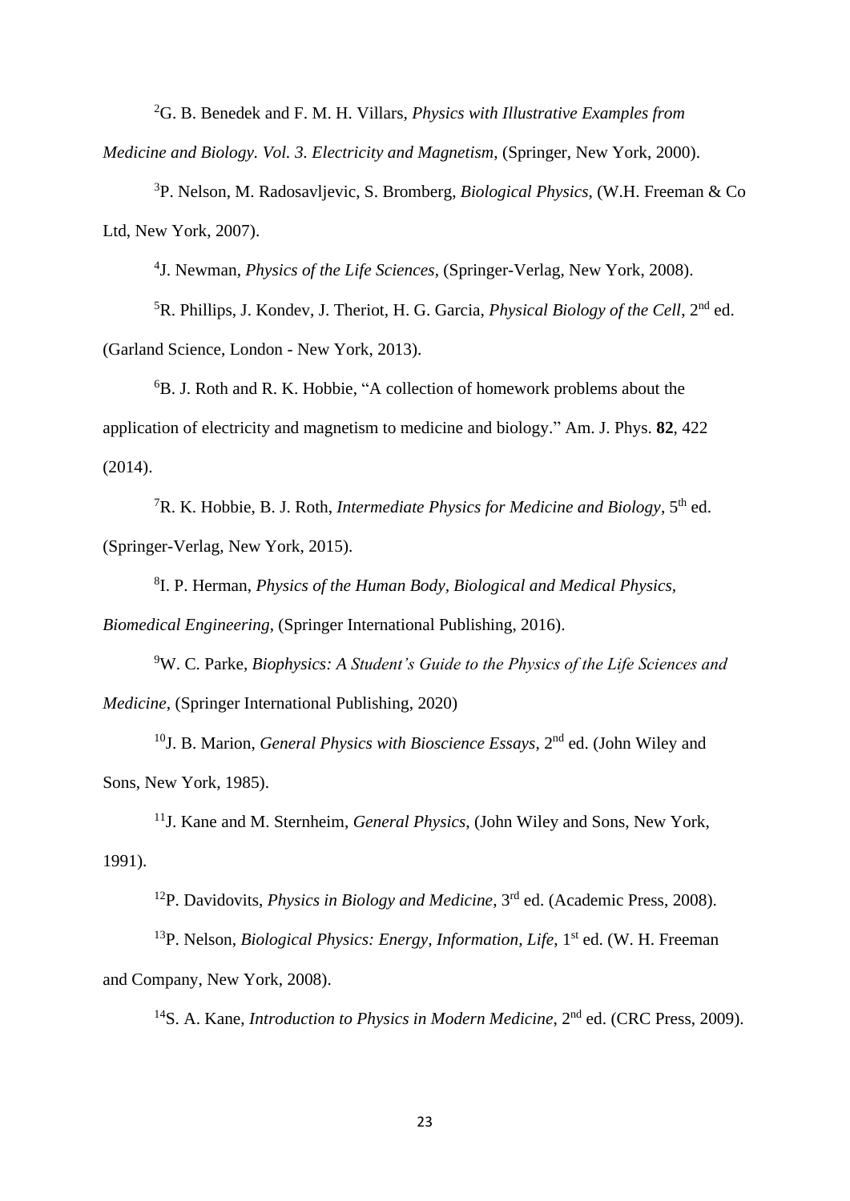[2]G. B. Benedek and F. M. H. Villars, *Physics with Illustrative Examples from Medicine and Biology. Vol. 3. Electricity and Magnetism*, (Springer, New York, 2000).

[3]P. Nelson, M. Radosavljevic, S. Bromberg, *Biological Physics*, (W.H. Freeman & Co Ltd, New York, 2007).

[4]J. Newman, *Physics of the Life Sciences*, (Springer-Verlag, New York, 2008).

[5]R. Phillips, J. Kondev, J. Theriot, H. G. Garcia, *Physical Biology of the Cell*, 2nd ed. (Garland Science, London - New York, 2013).

[6]B. J. Roth and R. K. Hobbie, "A collection of homework problems about the application of electricity and magnetism to medicine and biology." Am. J. Phys. **82**, 422 (2014).

[7]R. K. Hobbie, B. J. Roth, *Intermediate Physics for Medicine and Biology*, 5th ed. (Springer-Verlag, New York, 2015).

[8]I. P. Herman, *Physics of the Human Body, Biological and Medical Physics, Biomedical Engineering*, (Springer International Publishing, 2016).

[9]W. C. Parke, *Biophysics: A Student's Guide to the Physics of the Life Sciences and Medicine*, (Springer International Publishing, 2020)

[10]J. B. Marion, *General Physics with Bioscience Essays*, 2nd ed. (John Wiley and Sons, New York, 1985).

[11]J. Kane and M. Sternheim, *General Physics*, (John Wiley and Sons, New York, 1991).

[12]P. Davidovits, *Physics in Biology and Medicine*, 3rd ed. (Academic Press, 2008).

[13]P. Nelson, *Biological Physics: Energy, Information, Life*, 1st ed. (W. H. Freeman and Company, New York, 2008).

[14]S. A. Kane, *Introduction to Physics in Modern Medicine*, 2nd ed. (CRC Press, 2009).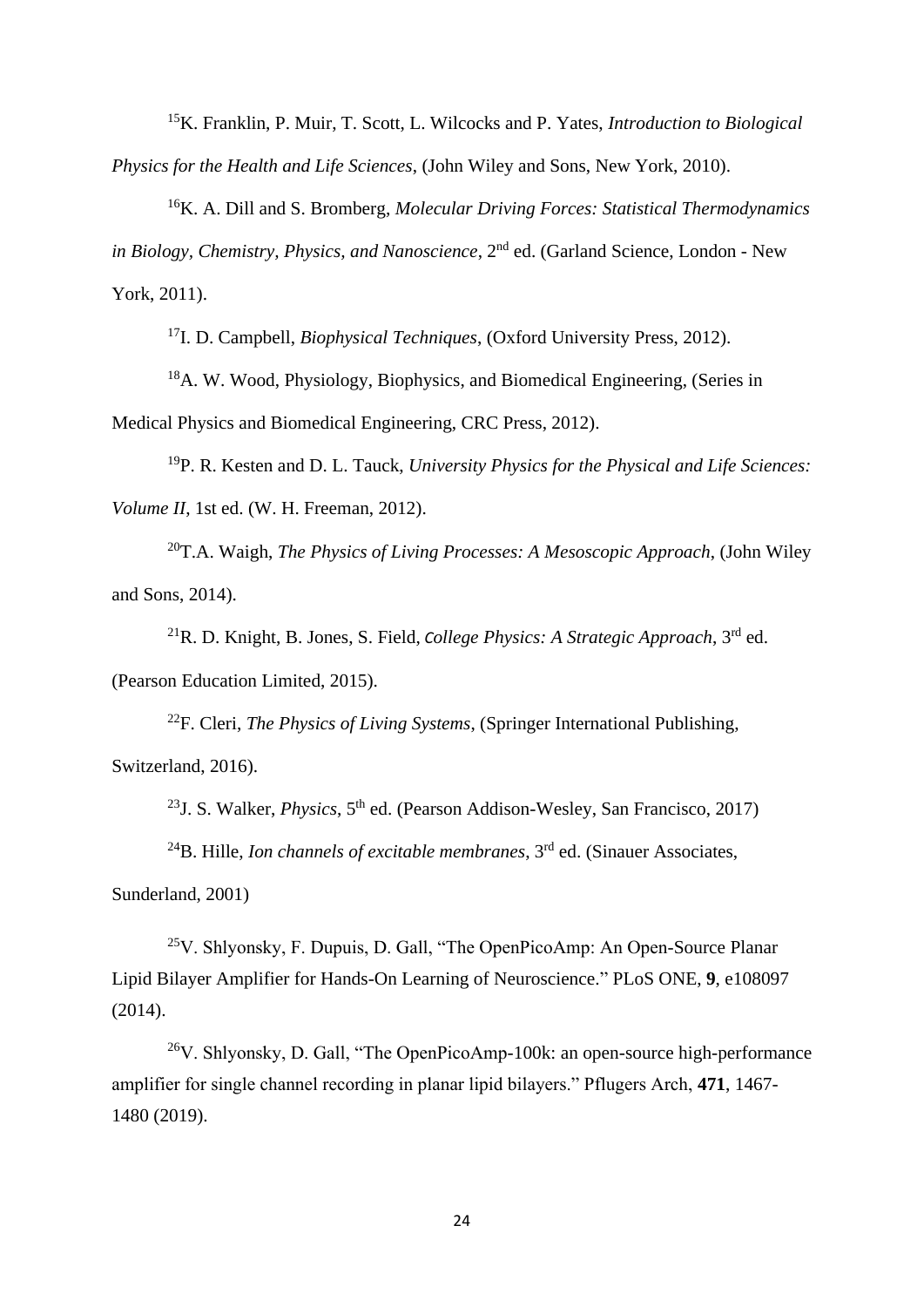[15]K. Franklin, P. Muir, T. Scott, L. Wilcocks and P. Yates, *Introduction to Biological Physics for the Health and Life Sciences*, (John Wiley and Sons, New York, 2010).

[16]K. A. Dill and S. Bromberg, *Molecular Driving Forces: Statistical Thermodynamics in Biology, Chemistry, Physics, and Nanoscience*, 2nd ed. (Garland Science, London - New York, 2011).

[17]I. D. Campbell, *Biophysical Techniques*, (Oxford University Press, 2012).

[18]A. W. Wood, Physiology, Biophysics, and Biomedical Engineering, (Series in Medical Physics and Biomedical Engineering, CRC Press, 2012).

[19]P. R. Kesten and D. L. Tauck, *University Physics for the Physical and Life Sciences: Volume II*, 1st ed. (W. H. Freeman, 2012).

[20]T.A. Waigh, *The Physics of Living Processes: A Mesoscopic Approach*, (John Wiley and Sons, 2014).

[21]R. D. Knight, B. Jones, S. Field, *College Physics: A Strategic Approach*, 3rd ed. (Pearson Education Limited, 2015).

[22]F. Cleri, *The Physics of Living Systems*, (Springer International Publishing, Switzerland, 2016).

[23]J. S. Walker, *Physics*, 5th ed. (Pearson Addison-Wesley, San Francisco, 2017)

[24]B. Hille, *Ion channels of excitable membranes*, 3rd ed. (Sinauer Associates, Sunderland, 2001)

[25]V. Shlyonsky, F. Dupuis, D. Gall, "The OpenPicoAmp: An Open-Source Planar Lipid Bilayer Amplifier for Hands-On Learning of Neuroscience." PLoS ONE, **9**, e108097 (2014).

[26]V. Shlyonsky, D. Gall, "The OpenPicoAmp-100k: an open-source high-performance amplifier for single channel recording in planar lipid bilayers." Pflugers Arch, **471**, 1467-1480 (2019).